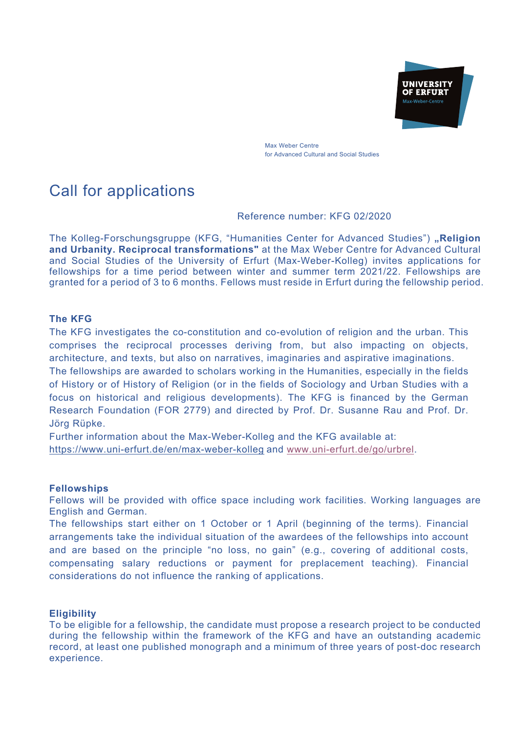UNIVERSITY OF ERFURT
Max-Weber-Centre

Max Weber Centre
for Advanced Cultural and Social Studies

# Call for applications

Reference number: KFG 02/2020

The Kolleg-Forschungsgruppe (KFG, "Humanities Center for Advanced Studies") **„Religion and Urbanity. Reciprocal transformations"** at the Max Weber Centre for Advanced Cultural and Social Studies of the University of Erfurt (Max-Weber-Kolleg) invites applications for fellowships for a time period between winter and summer term 2021/22. Fellowships are granted for a period of 3 to 6 months. Fellows must reside in Erfurt during the fellowship period.

### The KFG

The KFG investigates the co-constitution and co-evolution of religion and the urban. This comprises the reciprocal processes deriving from, but also impacting on objects, architecture, and texts, but also on narratives, imaginaries and aspirative imaginations.
The fellowships are awarded to scholars working in the Humanities, especially in the fields of History or of History of Religion (or in the fields of Sociology and Urban Studies with a focus on historical and religious developments). The KFG is financed by the German Research Foundation (FOR 2779) and directed by Prof. Dr. Susanne Rau and Prof. Dr. Jörg Rüpke.
Further information about the Max-Weber-Kolleg and the KFG available at:
https://www.uni-erfurt.de/en/max-weber-kolleg and www.uni-erfurt.de/go/urbrel.

### Fellowships

Fellows will be provided with office space including work facilities. Working languages are English and German.
The fellowships start either on 1 October or 1 April (beginning of the terms). Financial arrangements take the individual situation of the awardees of the fellowships into account and are based on the principle "no loss, no gain" (e.g., covering of additional costs, compensating salary reductions or payment for preplacement teaching). Financial considerations do not influence the ranking of applications.

### Eligibility

To be eligible for a fellowship, the candidate must propose a research project to be conducted during the fellowship within the framework of the KFG and have an outstanding academic record, at least one published monograph and a minimum of three years of post-doc research experience.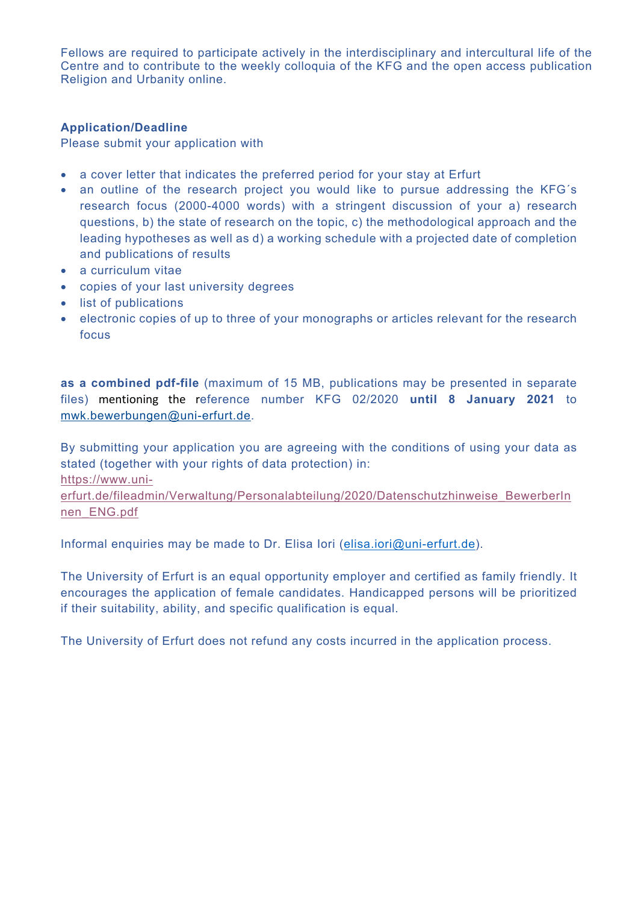Fellows are required to participate actively in the interdisciplinary and intercultural life of the Centre and to contribute to the weekly colloquia of the KFG and the open access publication Religion and Urbanity online.

**Application/Deadline**

Please submit your application with

- a cover letter that indicates the preferred period for your stay at Erfurt
- an outline of the research project you would like to pursue addressing the KFG´s research focus (2000-4000 words) with a stringent discussion of your a) research questions, b) the state of research on the topic, c) the methodological approach and the leading hypotheses as well as d) a working schedule with a projected date of completion and publications of results
- a curriculum vitae
- copies of your last university degrees
- list of publications
- electronic copies of up to three of your monographs or articles relevant for the research focus

**as a combined pdf-file** (maximum of 15 MB, publications may be presented in separate files) mentioning the reference number KFG 02/2020 **until 8 January 2021** to mwk.bewerbungen@uni-erfurt.de.

By submitting your application you are agreeing with the conditions of using your data as stated (together with your rights of data protection) in: https://www.uni-erfurt.de/fileadmin/Verwaltung/Personalabteilung/2020/Datenschutzhinweise_BewerberInnen_ENG.pdf

Informal enquiries may be made to Dr. Elisa Iori (elisa.iori@uni-erfurt.de).

The University of Erfurt is an equal opportunity employer and certified as family friendly. It encourages the application of female candidates. Handicapped persons will be prioritized if their suitability, ability, and specific qualification is equal.

The University of Erfurt does not refund any costs incurred in the application process.